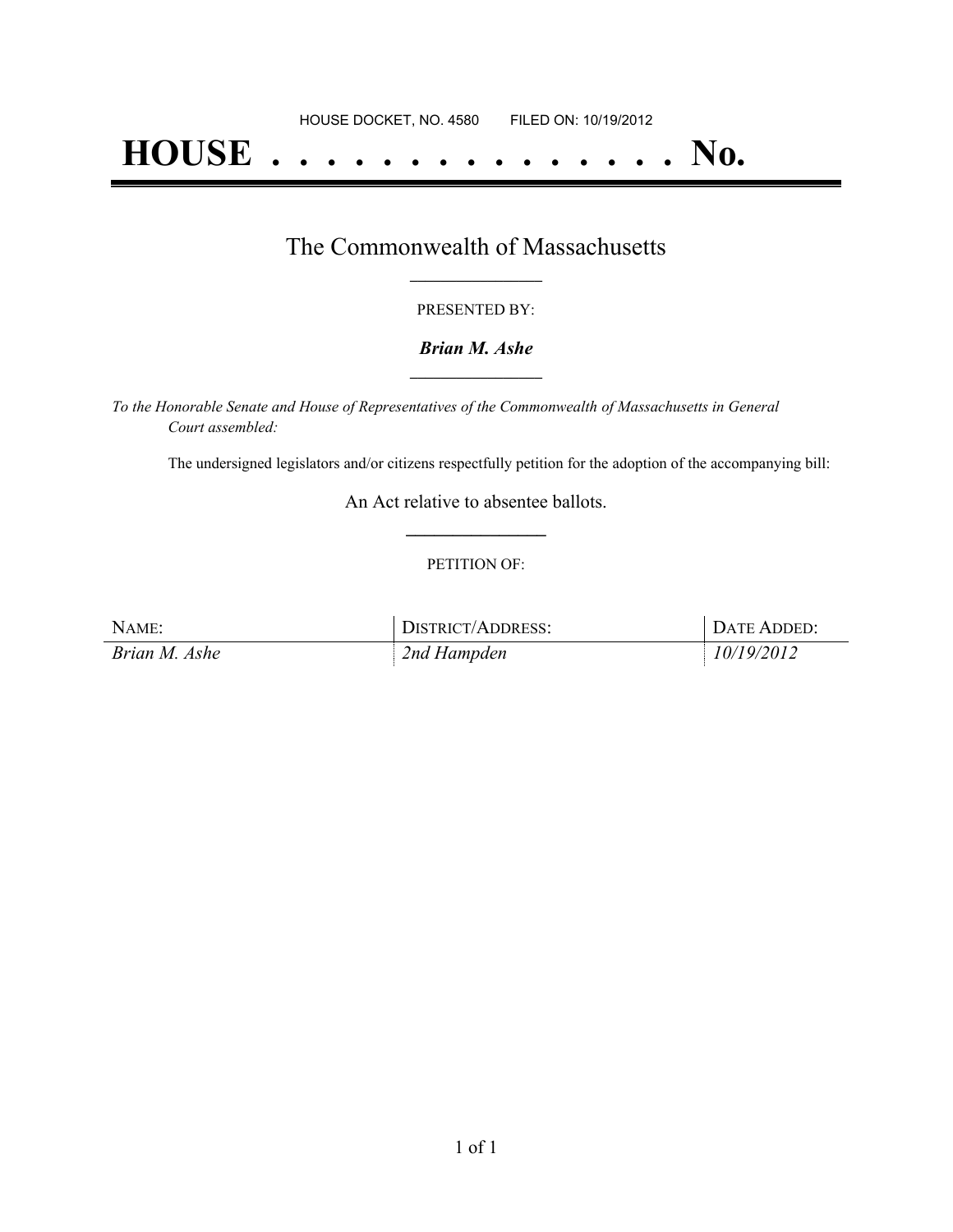HOUSE DOCKET, NO. 4580 FILED ON: 10/19/2012

# HOUSE . . . . . . . . . . . . . . . No.

## The Commonwealth of Massachusetts

PRESENTED BY:

***Brian M. Ashe***

*To the Honorable Senate and House of Representatives of the Commonwealth of Massachusetts in General Court assembled:*

The undersigned legislators and/or citizens respectfully petition for the adoption of the accompanying bill:

An Act relative to absentee ballots.

PETITION OF:

| NAME: | DISTRICT/ADDRESS: | DATE ADDED: |
|---|---|---|
| *Brian M. Ashe* | *2nd Hampden* | *10/19/2012* |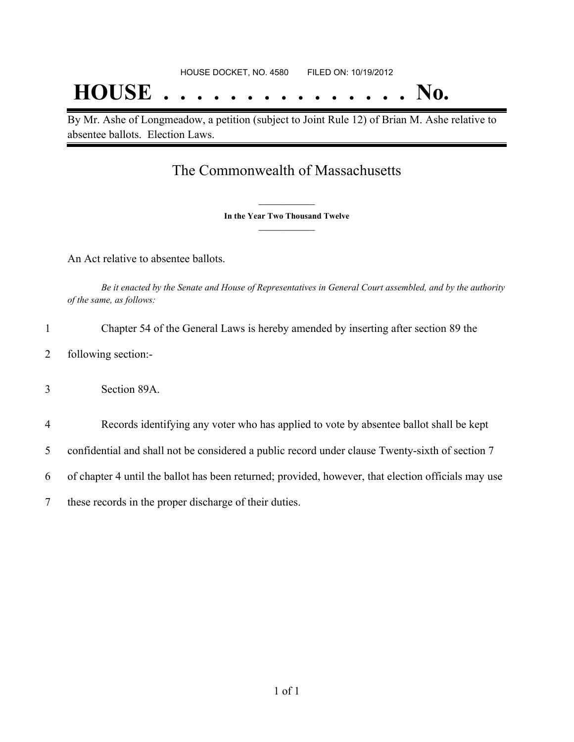HOUSE DOCKET, NO. 4580        FILED ON: 10/19/2012

# HOUSE . . . . . . . . . . . . . . . No.

By Mr. Ashe of Longmeadow, a petition (subject to Joint Rule 12) of Brian M. Ashe relative to absentee ballots. Election Laws.

## The Commonwealth of Massachusetts

**In the Year Two Thousand Twelve**

An Act relative to absentee ballots.

*Be it enacted by the Senate and House of Representatives in General Court assembled, and by the authority of the same, as follows:*

1 Chapter 54 of the General Laws is hereby amended by inserting after section 89 the
2 following section:-

3 Section 89A.

4 Records identifying any voter who has applied to vote by absentee ballot shall be kept
5 confidential and shall not be considered a public record under clause Twenty-sixth of section 7
6 of chapter 4 until the ballot has been returned; provided, however, that election officials may use
7 these records in the proper discharge of their duties.